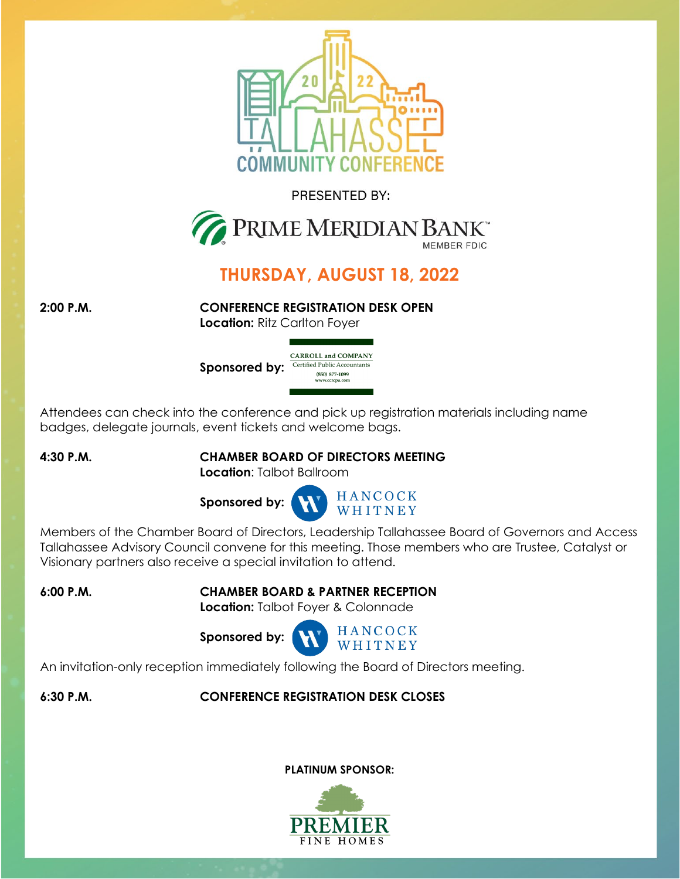# 2022 TALLAHASSEE COMMUNITY CONFERENCE

PRESENTED BY:

PRIME MERIDIAN BANK
MEMBER FDIC

## THURSDAY, AUGUST 18, 2022

**2:00 P.M.** **CONFERENCE REGISTRATION DESK OPEN**
**Location:** Ritz Carlton Foyer

**Sponsored by:** CARROLL and COMPANY, Certified Public Accountants, (850) 877-1099, www.ccrcpa.com

Attendees can check into the conference and pick up registration materials including name badges, delegate journals, event tickets and welcome bags.

**4:30 P.M.** **CHAMBER BOARD OF DIRECTORS MEETING**
**Location**: Talbot Ballroom

**Sponsored by:** HANCOCK WHITNEY

Members of the Chamber Board of Directors, Leadership Tallahassee Board of Governors and Access Tallahassee Advisory Council convene for this meeting. Those members who are Trustee, Catalyst or Visionary partners also receive a special invitation to attend.

**6:00 P.M.** **CHAMBER BOARD & PARTNER RECEPTION**
**Location:** Talbot Foyer & Colonnade

**Sponsored by:** HANCOCK WHITNEY

An invitation-only reception immediately following the Board of Directors meeting.

**6:30 P.M.** **CONFERENCE REGISTRATION DESK CLOSES**

**PLATINUM SPONSOR:**

PREMIER FINE HOMES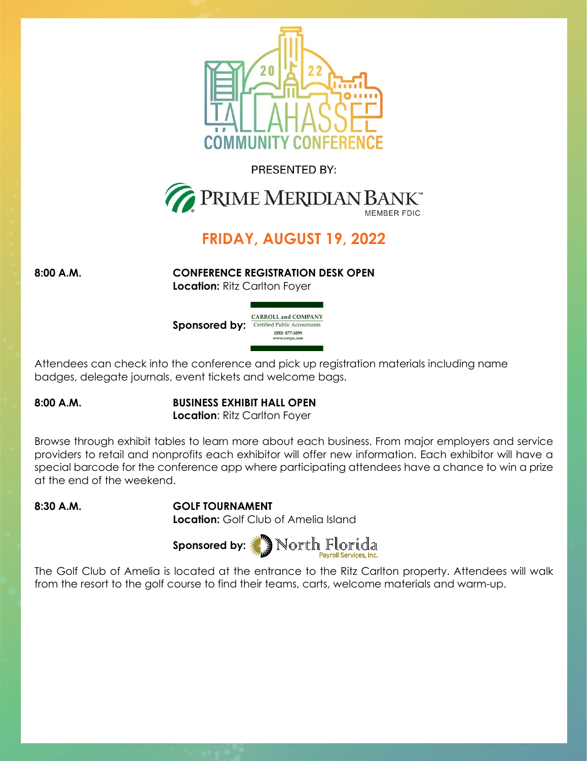2022 TALLAHASSEE COMMUNITY CONFERENCE

PRESENTED BY:

PRIME MERIDIAN BANK
MEMBER FDIC

## FRIDAY, AUGUST 19, 2022

**8:00 A.M.** **CONFERENCE REGISTRATION DESK OPEN**
**Location:** Ritz Carlton Foyer

**Sponsored by:** CARROLL and COMPANY Certified Public Accountants (850) 877-1099 www.ccrcpa.com

Attendees can check into the conference and pick up registration materials including name badges, delegate journals, event tickets and welcome bags.

**8:00 A.M.** **BUSINESS EXHIBIT HALL OPEN**
**Location**: Ritz Carlton Foyer

Browse through exhibit tables to learn more about each business. From major employers and service providers to retail and nonprofits each exhibitor will offer new information. Each exhibitor will have a special barcode for the conference app where participating attendees have a chance to win a prize at the end of the weekend.

**8:30 A.M.** **GOLF TOURNAMENT**
**Location:** Golf Club of Amelia Island

**Sponsored by:** North Florida Payroll Services, Inc.

The Golf Club of Amelia is located at the entrance to the Ritz Carlton property. Attendees will walk from the resort to the golf course to find their teams, carts, welcome materials and warm-up.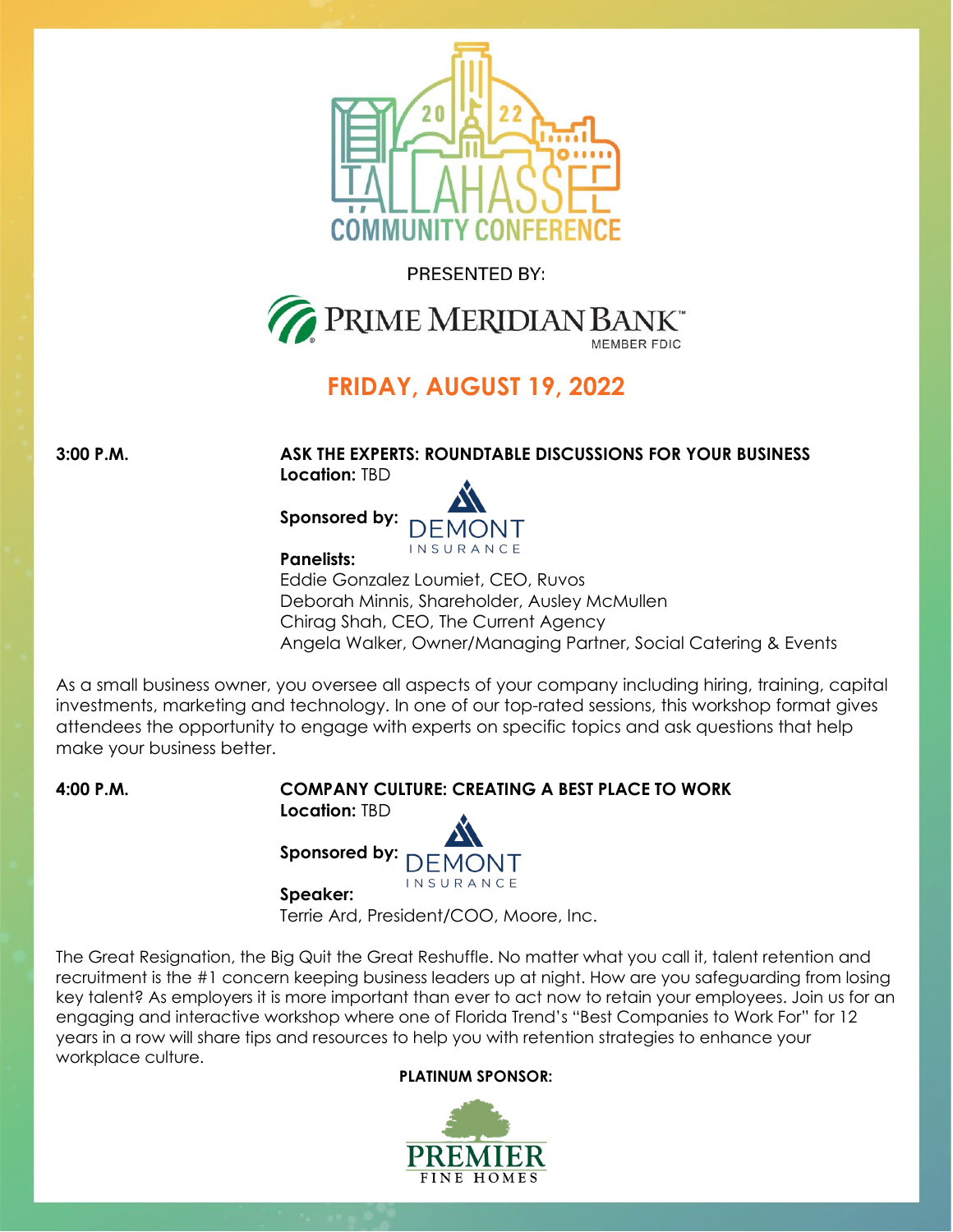# 2022 TALLAHASSEE COMMUNITY CONFERENCE

PRESENTED BY:

PRIME MERIDIAN BANK
MEMBER FDIC

## FRIDAY, AUGUST 19, 2022

**3:00 P.M.**

### ASK THE EXPERTS: ROUNDTABLE DISCUSSIONS FOR YOUR BUSINESS

**Location:** TBD

**Sponsored by:** DEMONT INSURANCE

**Panelists:**
Eddie Gonzalez Loumiet, CEO, Ruvos
Deborah Minnis, Shareholder, Ausley McMullen
Chirag Shah, CEO, The Current Agency
Angela Walker, Owner/Managing Partner, Social Catering & Events

As a small business owner, you oversee all aspects of your company including hiring, training, capital investments, marketing and technology. In one of our top-rated sessions, this workshop format gives attendees the opportunity to engage with experts on specific topics and ask questions that help make your business better.

**4:00 P.M.**

### COMPANY CULTURE: CREATING A BEST PLACE TO WORK

**Location:** TBD

**Sponsored by:** DEMONT INSURANCE

**Speaker:**
Terrie Ard, President/COO, Moore, Inc.

The Great Resignation, the Big Quit the Great Reshuffle. No matter what you call it, talent retention and recruitment is the #1 concern keeping business leaders up at night. How are you safeguarding from losing key talent? As employers it is more important than ever to act now to retain your employees. Join us for an engaging and interactive workshop where one of Florida Trend's "Best Companies to Work For" for 12 years in a row will share tips and resources to help you with retention strategies to enhance your workplace culture.

**PLATINUM SPONSOR:**

PREMIER FINE HOMES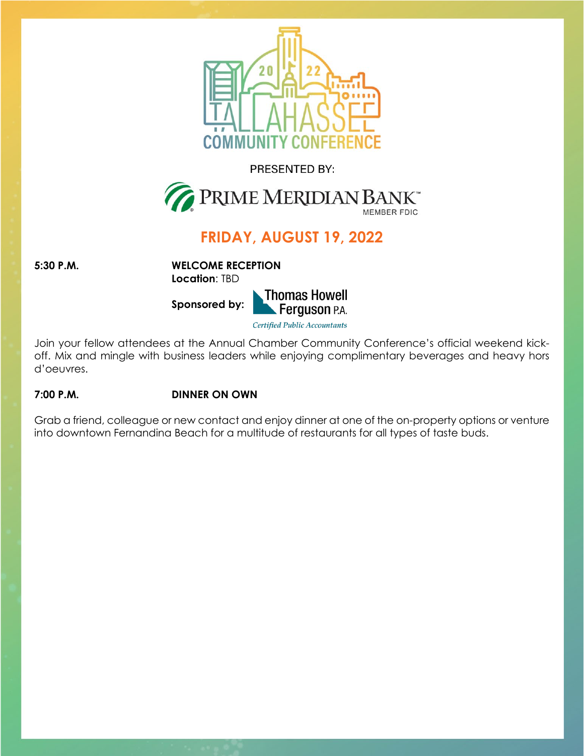2022 TALLAHASSEE COMMUNITY CONFERENCE

PRESENTED BY:

PRIME MERIDIAN BANK
MEMBER FDIC

## FRIDAY, AUGUST 19, 2022

**5:30 P.M.** **WELCOME RECEPTION**
**Location**: TBD

**Sponsored by:** Thomas Howell Ferguson P.A. *Certified Public Accountants*

Join your fellow attendees at the Annual Chamber Community Conference's official weekend kick-off. Mix and mingle with business leaders while enjoying complimentary beverages and heavy hors d'oeuvres.

**7:00 P.M.** **DINNER ON OWN**

Grab a friend, colleague or new contact and enjoy dinner at one of the on-property options or venture into downtown Fernandina Beach for a multitude of restaurants for all types of taste buds.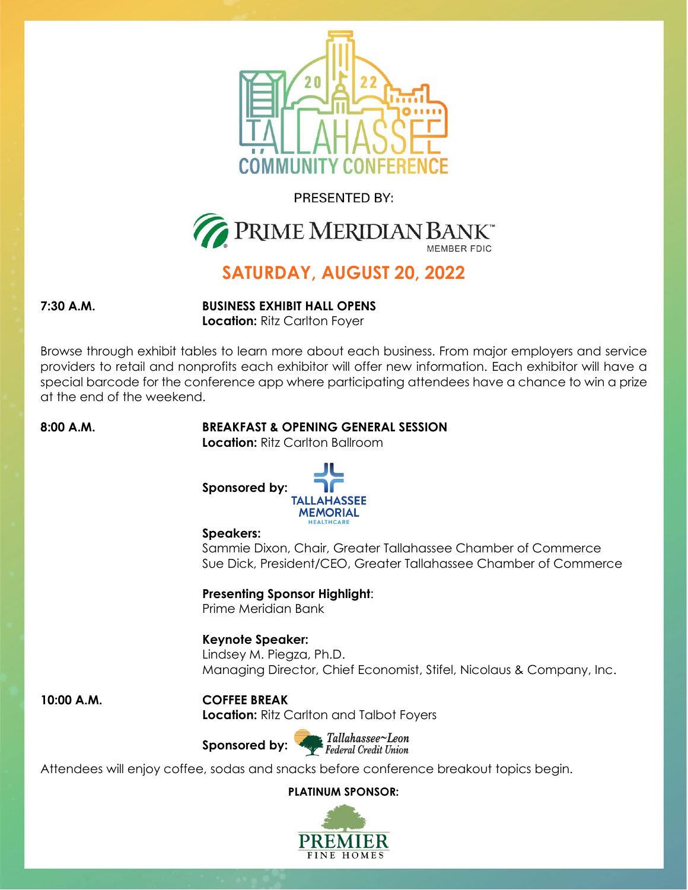# 2022 TALLAHASSEE COMMUNITY CONFERENCE

PRESENTED BY:

PRIME MERIDIAN BANK
MEMBER FDIC

## SATURDAY, AUGUST 20, 2022

**7:30 A.M.** — **BUSINESS EXHIBIT HALL OPENS**
**Location:** Ritz Carlton Foyer

Browse through exhibit tables to learn more about each business. From major employers and service providers to retail and nonprofits each exhibitor will offer new information. Each exhibitor will have a special barcode for the conference app where participating attendees have a chance to win a prize at the end of the weekend.

**8:00 A.M.** — **BREAKFAST & OPENING GENERAL SESSION**
**Location:** Ritz Carlton Ballroom

**Sponsored by:** Tallahassee Memorial HealthCare

**Speakers:**
Sammie Dixon, Chair, Greater Tallahassee Chamber of Commerce
Sue Dick, President/CEO, Greater Tallahassee Chamber of Commerce

**Presenting Sponsor Highlight**:
Prime Meridian Bank

**Keynote Speaker:**
Lindsey M. Piegza, Ph.D.
Managing Director, Chief Economist, Stifel, Nicolaus & Company, Inc.

**10:00 A.M.** — **COFFEE BREAK**
**Location:** Ritz Carlton and Talbot Foyers

**Sponsored by:** Tallahassee~Leon Federal Credit Union

Attendees will enjoy coffee, sodas and snacks before conference breakout topics begin.

**PLATINUM SPONSOR:**

PREMIER FINE HOMES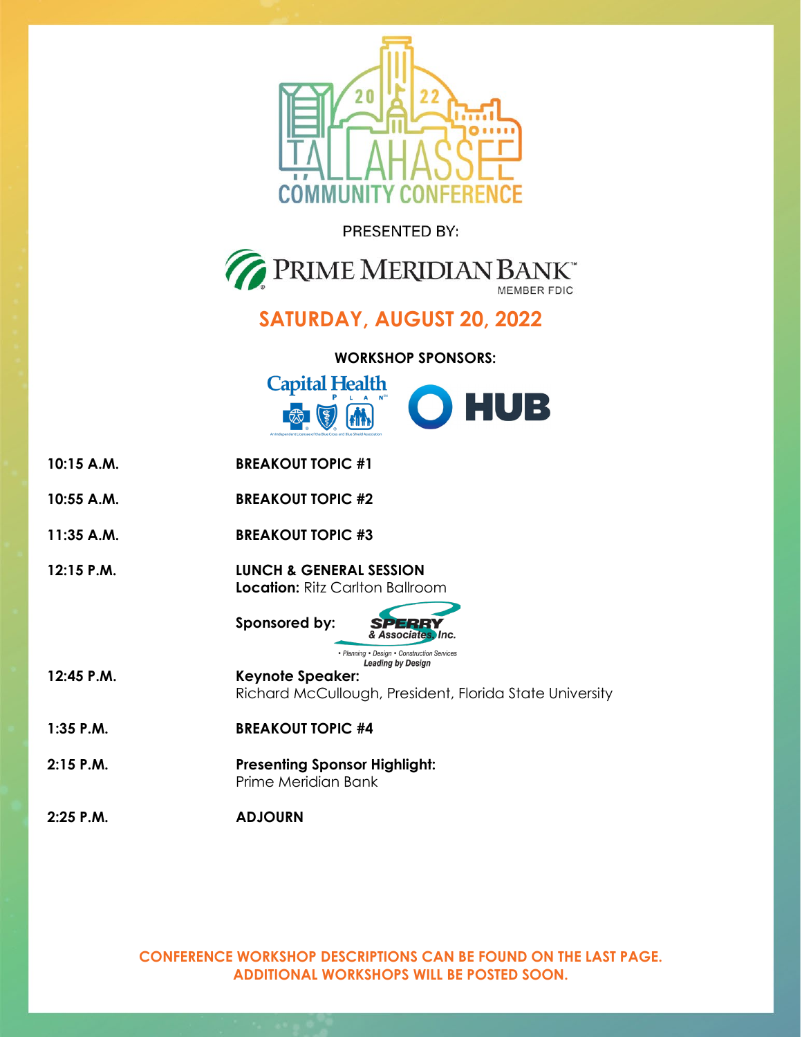# 2022 Tallahassee Community Conference

PRESENTED BY:

**PRIME MERIDIAN BANK**
MEMBER FDIC

## SATURDAY, AUGUST 20, 2022

**WORKSHOP SPONSORS:**

Capital Health Plan — HUB

| | |
|---|---|
| **10:15 A.M.** | **BREAKOUT TOPIC #1** |
| **10:55 A.M.** | **BREAKOUT TOPIC #2** |
| **11:35 A.M.** | **BREAKOUT TOPIC #3** |
| **12:15 P.M.** | **LUNCH & GENERAL SESSION**<br>**Location:** Ritz Carlton Ballroom<br>**Sponsored by:** Sperry & Associates, Inc. • Planning • Design • Construction Services *Leading by Design* |
| **12:45 P.M.** | **Keynote Speaker:**<br>Richard McCullough, President, Florida State University |
| **1:35 P.M.** | **BREAKOUT TOPIC #4** |
| **2:15 P.M.** | **Presenting Sponsor Highlight:**<br>Prime Meridian Bank |
| **2:25 P.M.** | **ADJOURN** |

**CONFERENCE WORKSHOP DESCRIPTIONS CAN BE FOUND ON THE LAST PAGE.**
**ADDITIONAL WORKSHOPS WILL BE POSTED SOON.**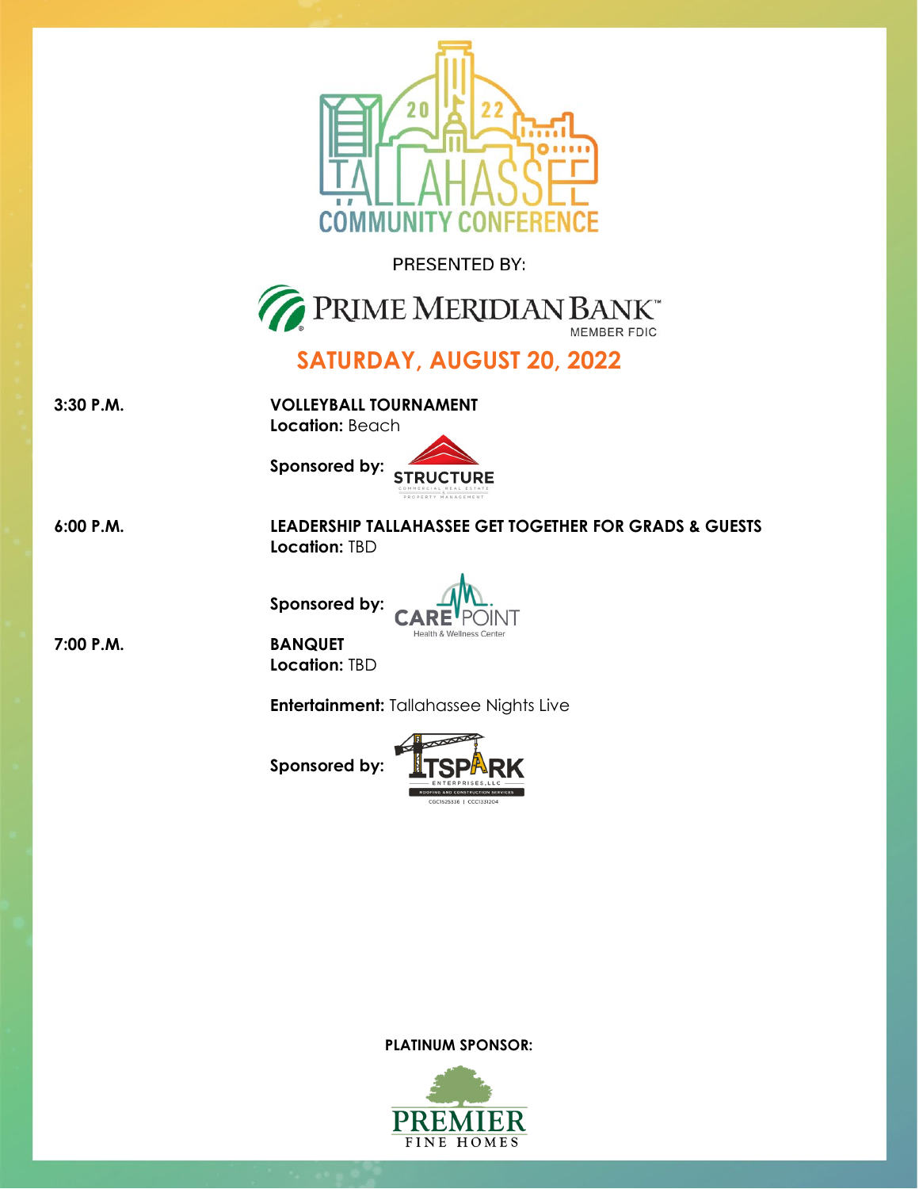# 2022 TALLAHASSEE COMMUNITY CONFERENCE

PRESENTED BY:

PRIME MERIDIAN BANK™
MEMBER FDIC

## SATURDAY, AUGUST 20, 2022

**3:30 P.M.**

**VOLLEYBALL TOURNAMENT**
**Location:** Beach

**Sponsored by:** STRUCTURE COMMERCIAL REAL ESTATE & PROPERTY MANAGEMENT

**6:00 P.M.**

**LEADERSHIP TALLAHASSEE GET TOGETHER FOR GRADS & GUESTS**
**Location:** TBD

**Sponsored by:** CARE POINT Health & Wellness Center

**7:00 P.M.**

**BANQUET**
**Location:** TBD

**Entertainment:** Tallahassee Nights Live

**Sponsored by:** TSPARK ENTERPRISES, LLC ROOFING AND CONSTRUCTION SERVICES CGC1525536 | CCC1331204

**PLATINUM SPONSOR:**

PREMIER FINE HOMES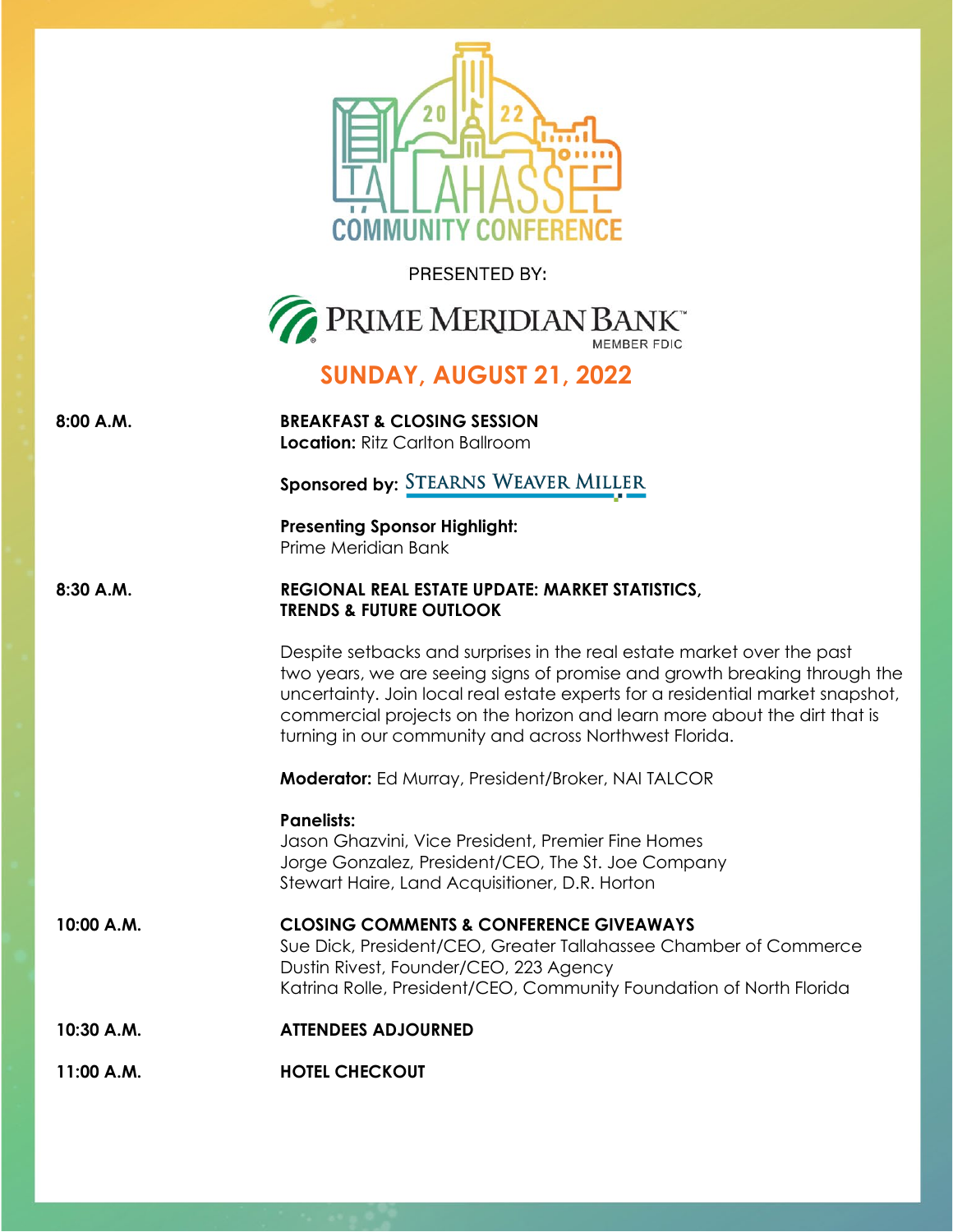# 2022 TALLAHASSEE COMMUNITY CONFERENCE

PRESENTED BY:

PRIME MERIDIAN BANK™
MEMBER FDIC

## SUNDAY, AUGUST 21, 2022

**8:00 A.M.** — **BREAKFAST & CLOSING SESSION**
**Location:** Ritz Carlton Ballroom

**Sponsored by:** STEARNS WEAVER MILLER

**Presenting Sponsor Highlight:**
Prime Meridian Bank

**8:30 A.M.** — **REGIONAL REAL ESTATE UPDATE: MARKET STATISTICS, TRENDS & FUTURE OUTLOOK**

Despite setbacks and surprises in the real estate market over the past two years, we are seeing signs of promise and growth breaking through the uncertainty. Join local real estate experts for a residential market snapshot, commercial projects on the horizon and learn more about the dirt that is turning in our community and across Northwest Florida.

**Moderator:** Ed Murray, President/Broker, NAI TALCOR

**Panelists:**
Jason Ghazvini, Vice President, Premier Fine Homes
Jorge Gonzalez, President/CEO, The St. Joe Company
Stewart Haire, Land Acquisitioner, D.R. Horton

**10:00 A.M.** — **CLOSING COMMENTS & CONFERENCE GIVEAWAYS**
Sue Dick, President/CEO, Greater Tallahassee Chamber of Commerce
Dustin Rivest, Founder/CEO, 223 Agency
Katrina Rolle, President/CEO, Community Foundation of North Florida

**10:30 A.M.** — **ATTENDEES ADJOURNED**

**11:00 A.M.** — **HOTEL CHECKOUT**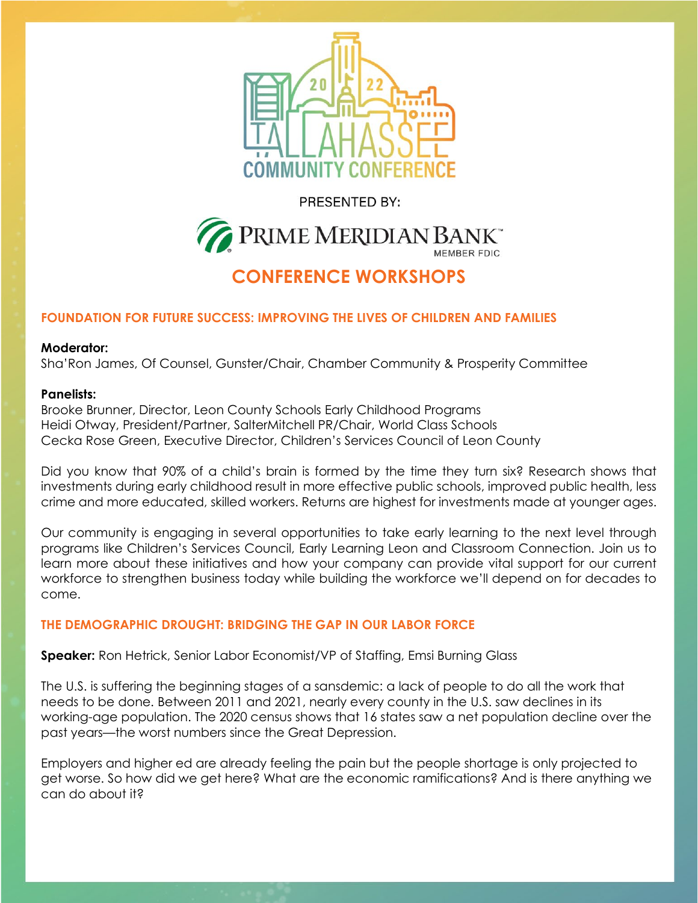2022 TALLAHASSEE COMMUNITY CONFERENCE

PRESENTED BY:

PRIME MERIDIAN BANK
MEMBER FDIC

# CONFERENCE WORKSHOPS

## FOUNDATION FOR FUTURE SUCCESS: IMPROVING THE LIVES OF CHILDREN AND FAMILIES

**Moderator:**
Sha'Ron James, Of Counsel, Gunster/Chair, Chamber Community & Prosperity Committee

**Panelists:**
Brooke Brunner, Director, Leon County Schools Early Childhood Programs
Heidi Otway, President/Partner, SalterMitchell PR/Chair, World Class Schools
Cecka Rose Green, Executive Director, Children's Services Council of Leon County

Did you know that 90% of a child's brain is formed by the time they turn six? Research shows that investments during early childhood result in more effective public schools, improved public health, less crime and more educated, skilled workers. Returns are highest for investments made at younger ages.

Our community is engaging in several opportunities to take early learning to the next level through programs like Children's Services Council, Early Learning Leon and Classroom Connection. Join us to learn more about these initiatives and how your company can provide vital support for our current workforce to strengthen business today while building the workforce we'll depend on for decades to come.

## THE DEMOGRAPHIC DROUGHT: BRIDGING THE GAP IN OUR LABOR FORCE

**Speaker:** Ron Hetrick, Senior Labor Economist/VP of Staffing, Emsi Burning Glass

The U.S. is suffering the beginning stages of a sansdemic: a lack of people to do all the work that needs to be done. Between 2011 and 2021, nearly every county in the U.S. saw declines in its working-age population. The 2020 census shows that 16 states saw a net population decline over the past years—the worst numbers since the Great Depression.

Employers and higher ed are already feeling the pain but the people shortage is only projected to get worse. So how did we get here? What are the economic ramifications? And is there anything we can do about it?